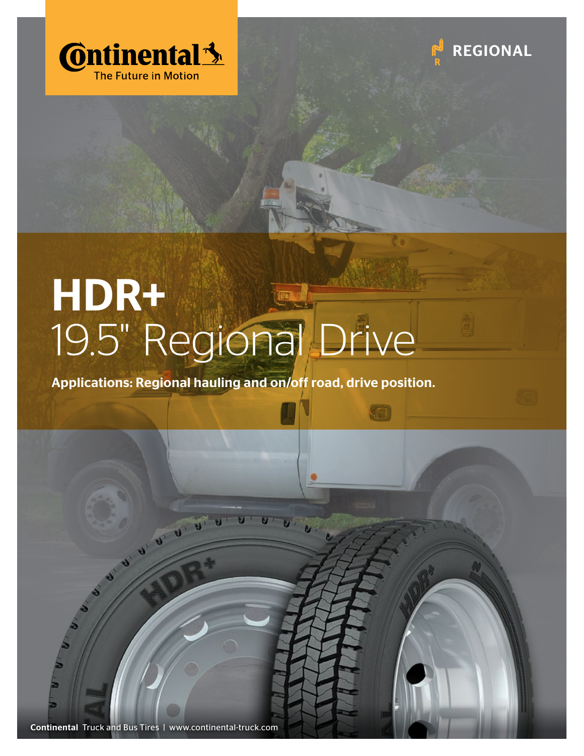Continental
The Future in Motion

REGIONAL

# HDR+

## 19.5" Regional Drive

**Applications: Regional hauling and on/off road, drive position.**

**Continental** Truck and Bus Tires | www.continental-truck.com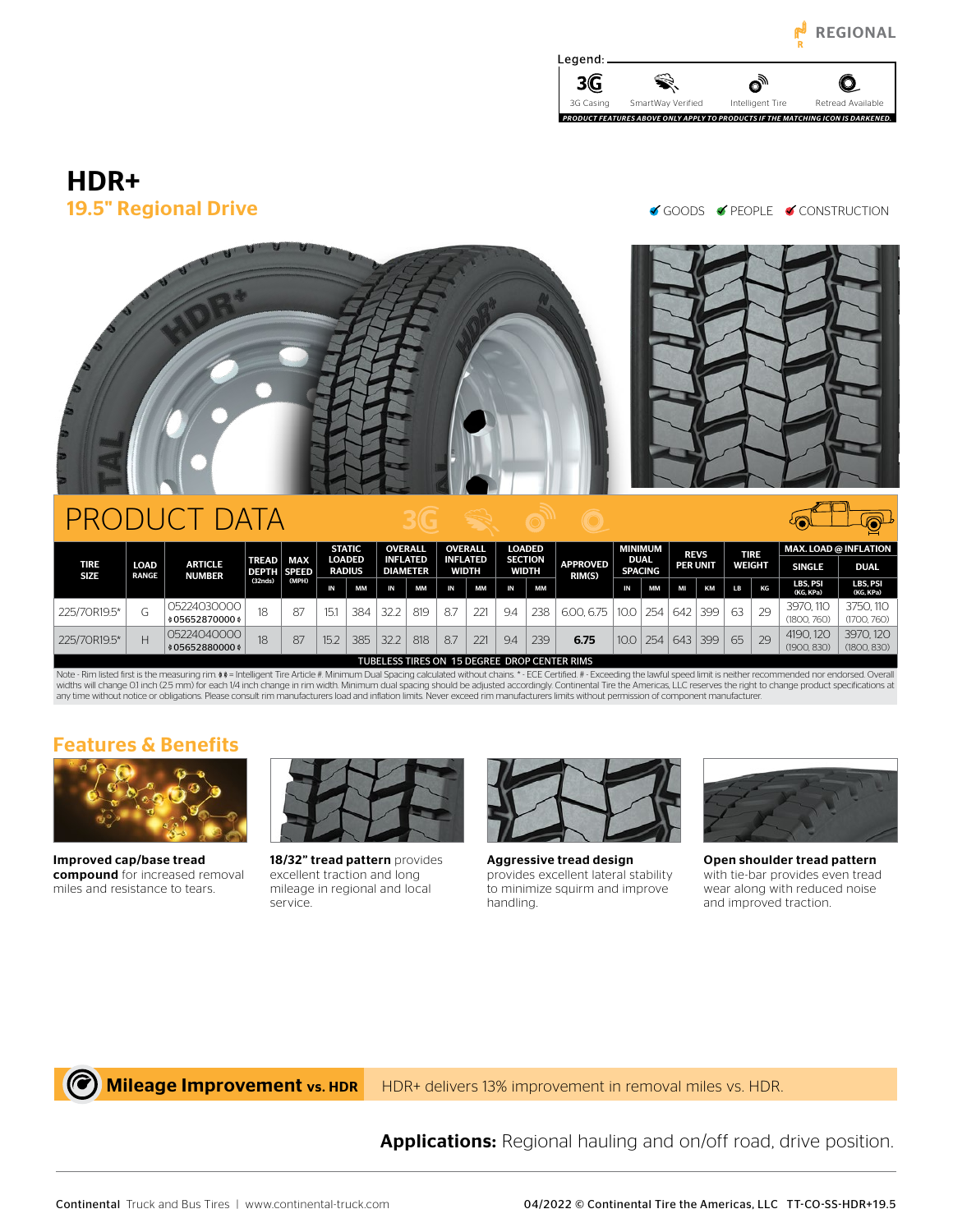REGIONAL

Legend:

3G Casing | SmartWay Verified | Intelligent Tire | Retread Available

PRODUCT FEATURES ABOVE ONLY APPLY TO PRODUCTS IF THE MATCHING ICON IS DARKENED.

# HDR+

## 19.5" Regional Drive

✔ GOODS ✔ PEOPLE ✔ CONSTRUCTION

## PRODUCT DATA

| TIRE SIZE | LOAD RANGE | ARTICLE NUMBER | TREAD DEPTH (32nds) | MAX SPEED (MPH) | STATIC LOADED RADIUS | | OVERALL INFLATED DIAMETER | | OVERALL INFLATED WIDTH | | LOADED SECTION WIDTH | | APPROVED RIM(S) | MINIMUM DUAL SPACING | | REVS PER UNIT | | TIRE WEIGHT | | MAX. LOAD @ INFLATION SINGLE | MAX. LOAD @ INFLATION DUAL |
|---|---|---|---|---|---|---|---|---|---|---|---|---|---|---|---|---|---|---|---|---|---|
| | | | | | IN | MM | IN | MM | IN | MM | IN | MM | | IN | MM | MI | KM | LB | KG | LBS, PSI (KG, KPa) | LBS, PSI (KG, KPa) |
| 225/70R19.5* | G | 05224030000 ◊05652870000◊ | 18 | 87 | 15.1 | 384 | 32.2 | 819 | 8.7 | 221 | 9.4 | 238 | 6.00, 6.75 | 10.0 | 254 | 642 | 399 | 63 | 29 | 3970, 110 (1800, 760) | 3750, 110 (1700, 760) |
| 225/70R19.5* | H | 05224040000 ◊05652880000◊ | 18 | 87 | 15.2 | 385 | 32.2 | 818 | 8.7 | 221 | 9.4 | 239 | **6.75** | 10.0 | 254 | 643 | 399 | 65 | 29 | 4190, 120 (1900, 830) | 3970, 120 (1800, 830) |

TUBELESS TIRES ON 15 DEGREE DROP CENTER RIMS

Note - Rim listed first is the measuring rim. ◊◊ = Intelligent Tire Article #. Minimum Dual Spacing calculated without chains. * - ECE Certified. # - Exceeding the lawful speed limit is neither recommended nor endorsed. Overall widths will change 0.1 inch (2.5 mm) for each 1/4 inch change in rim width. Minimum dual spacing should be adjusted accordingly. Continental Tire the Americas, LLC reserves the right to change product specifications at any time without notice or obligations. Please consult rim manufacturers load and inflation limits. Never exceed rim manufacturers limits without permission of component manufacturer.

## Features & Benefits

**Improved cap/base tread compound** for increased removal miles and resistance to tears.

**18/32" tread pattern** provides excellent traction and long mileage in regional and local service.

**Aggressive tread design** provides excellent lateral stability to minimize squirm and improve handling.

**Open shoulder tread pattern** with tie-bar provides even tread wear along with reduced noise and improved traction.

**Mileage Improvement vs. HDR** — HDR+ delivers 13% improvement in removal miles vs. HDR.

**Applications:** Regional hauling and on/off road, drive position.

Continental Truck and Bus Tires | www.continental-truck.com

04/2022 © Continental Tire the Americas, LLC TT-CO-SS-HDR+19.5